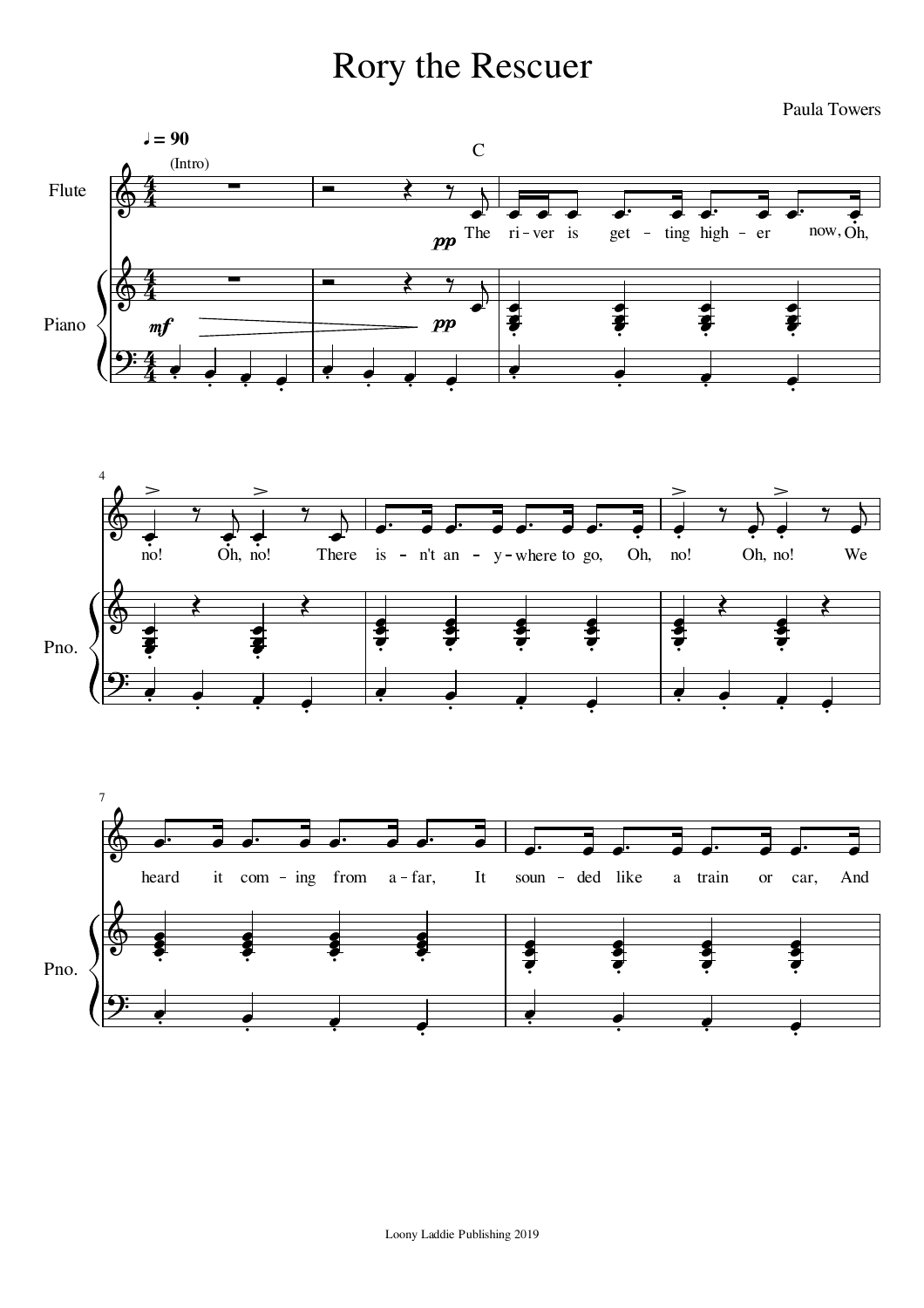# Rory the Rescuer

Paula Towers

♩ = 90

(Intro)

Flute

Piano

C

The river is getting higher now, Oh, no! Oh, no! There isn't anywhere to go, Oh, no! Oh, no! We heard it coming from afar, It sounded like a train or car, And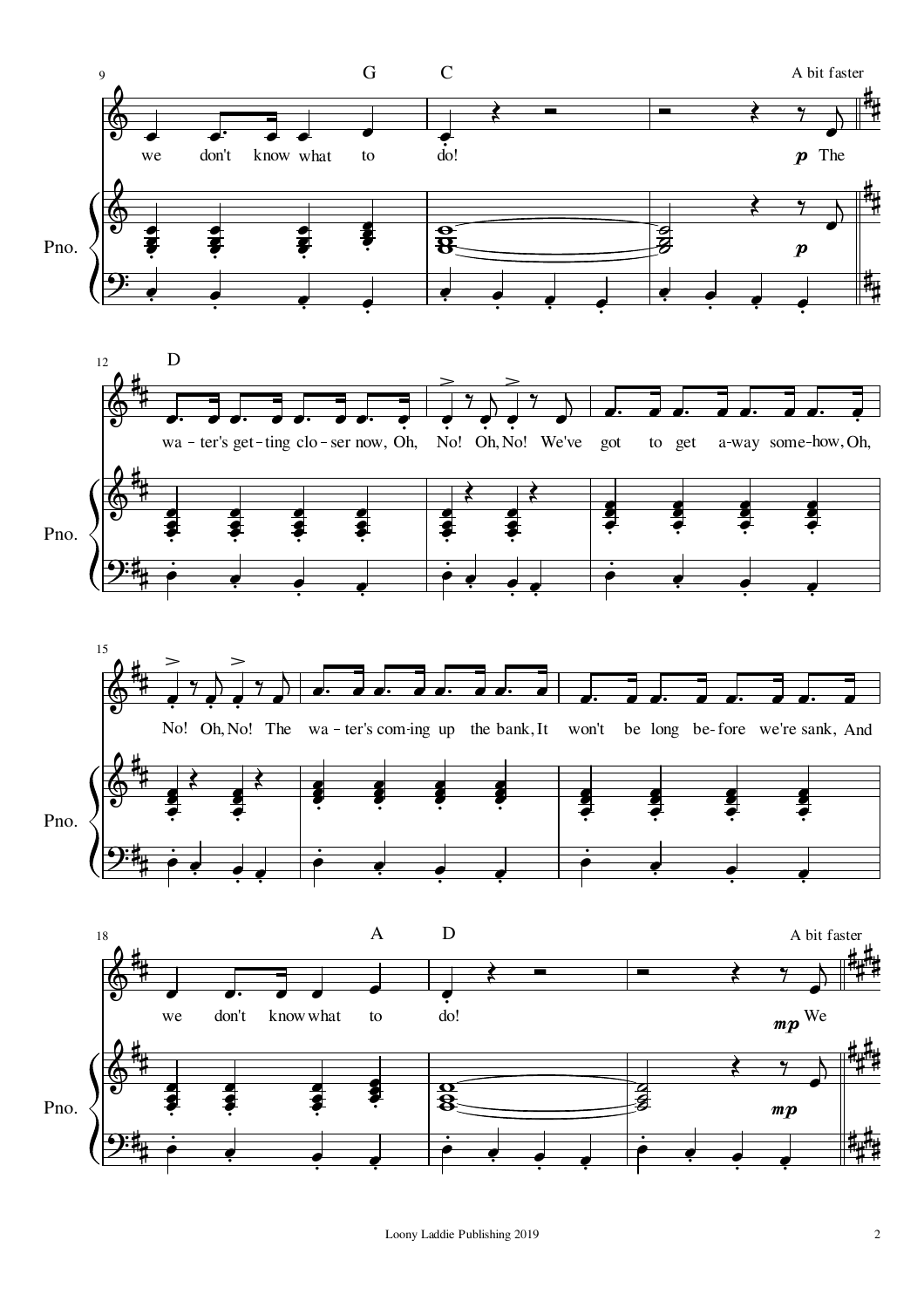A bit faster

G C

we don't know what to do! *p* The

D

wa - ter's get - ting clo - ser now, Oh, No! Oh, No! We've got to get a - way some - how, Oh, No! Oh, No! The wa - ter's com - ing up the bank, It won't be long be - fore we're sank, And

A D

we don't know what to do! *mp* We

A bit faster

Pno.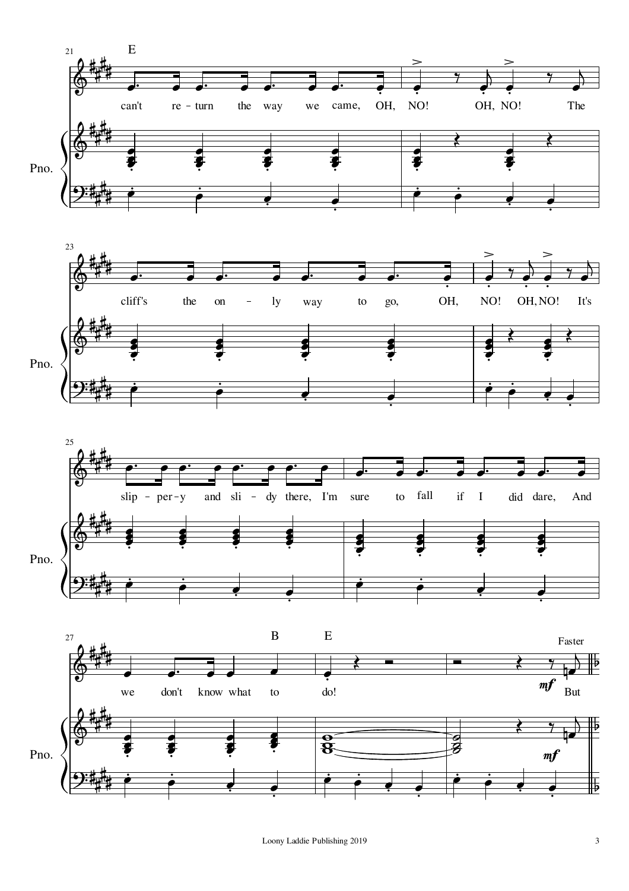21 E

can't re – turn the way we came, OH, NO! OH, NO! The

Pno.

23

cliff's the on – ly way to go, OH, NO! OH, NO! It's

Pno.

25

slip – per – y and sli – dy there, I'm sure to fall if I did dare, And

Pno.

27 B E Faster

we don't know what to do! *mf* But

Pno. *mf*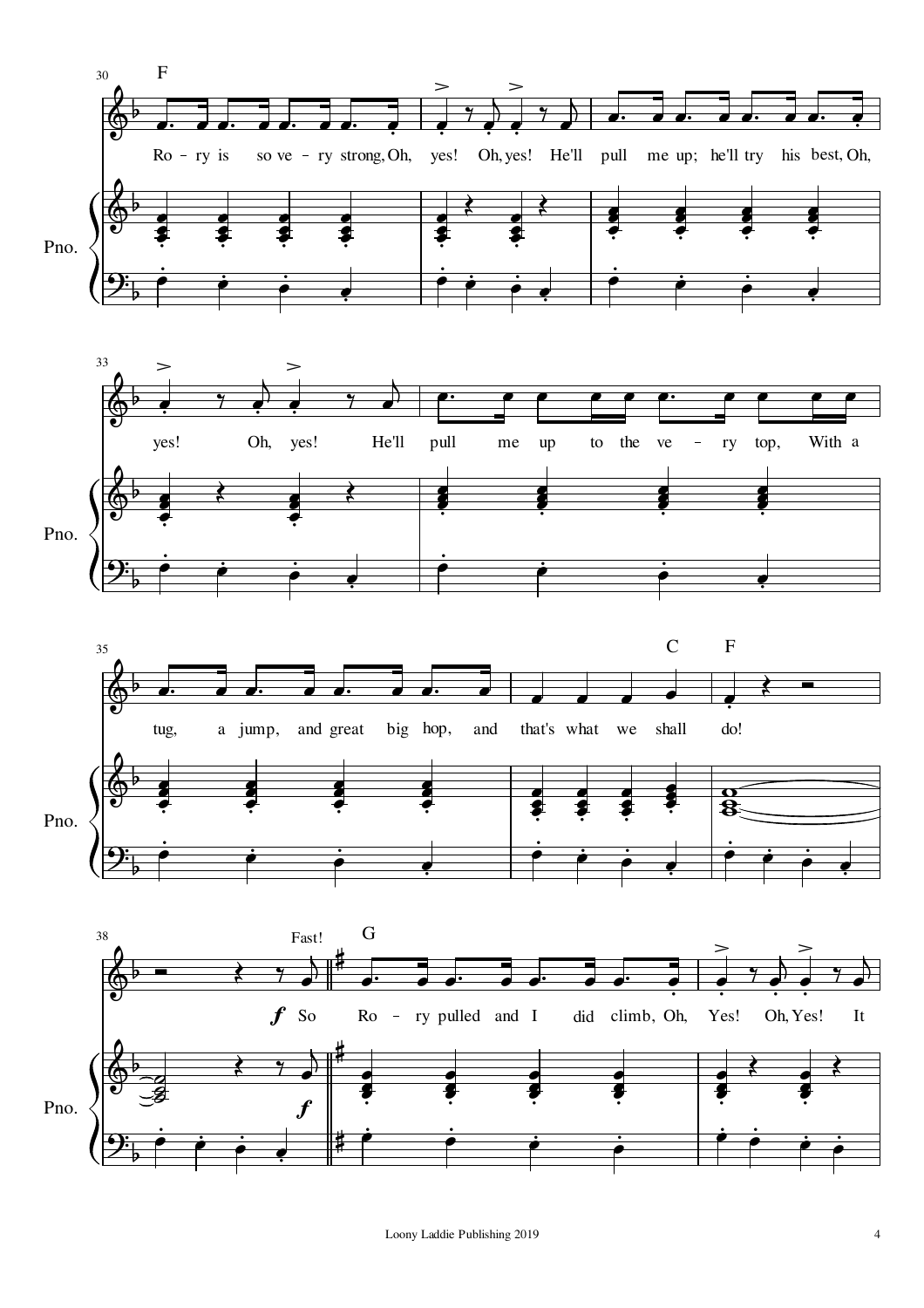F

Ro - ry is so ve - ry strong, Oh, yes! Oh, yes! He'll pull me up; he'll try his best, Oh,

yes! Oh, yes! He'll pull me up to the ve - ry top, With a

C F

tug, a jump, and great big hop, and that's what we shall do!

Fast! G

*f* So Ro - ry pulled and I did climb, Oh, Yes! Oh, Yes! It

Pno.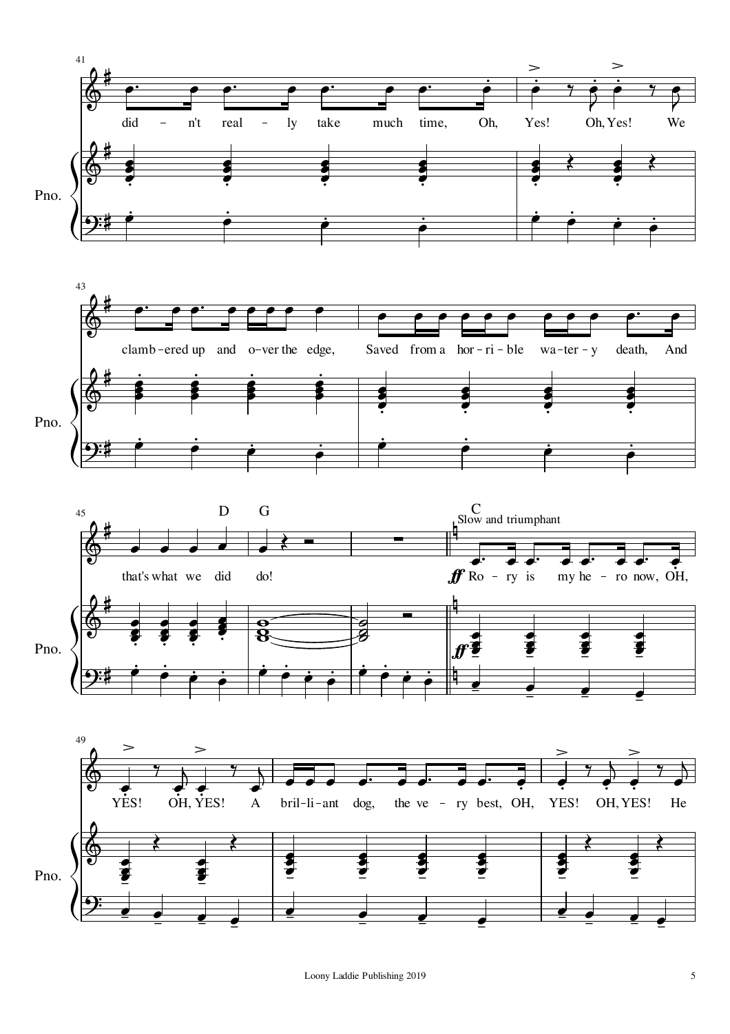41

did – n't real – ly take much time, Oh, Yes! Oh, Yes! We

Pno.

43

clamb – ered up and o – ver the edge, Saved from a hor – ri – ble wa – ter – y death, And

Pno.

45

D G C

*Slow and triumphant*

that's what we did do! ***ff*** Ro – ry is my he – ro now, OH,

Pno.

49

YES! OH, YES! A bril – li – ant dog, the ve – ry best, OH, YES! OH, YES! He

Pno.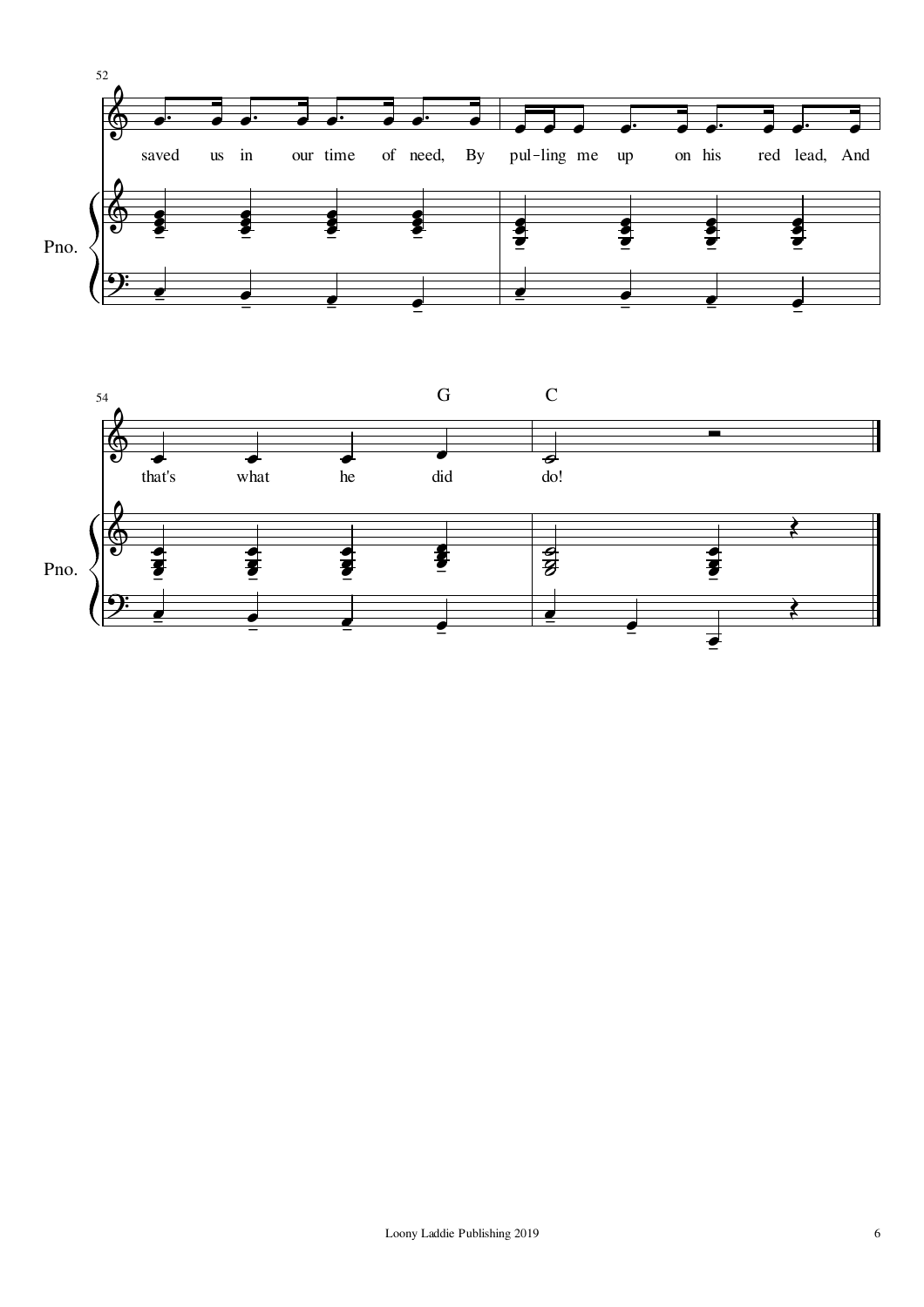52

saved us in our time of need, By pul-ling me up on his red lead, And

Pno.

54

G C

that's what he did do!

Pno.

Loony Laddie Publishing 2019